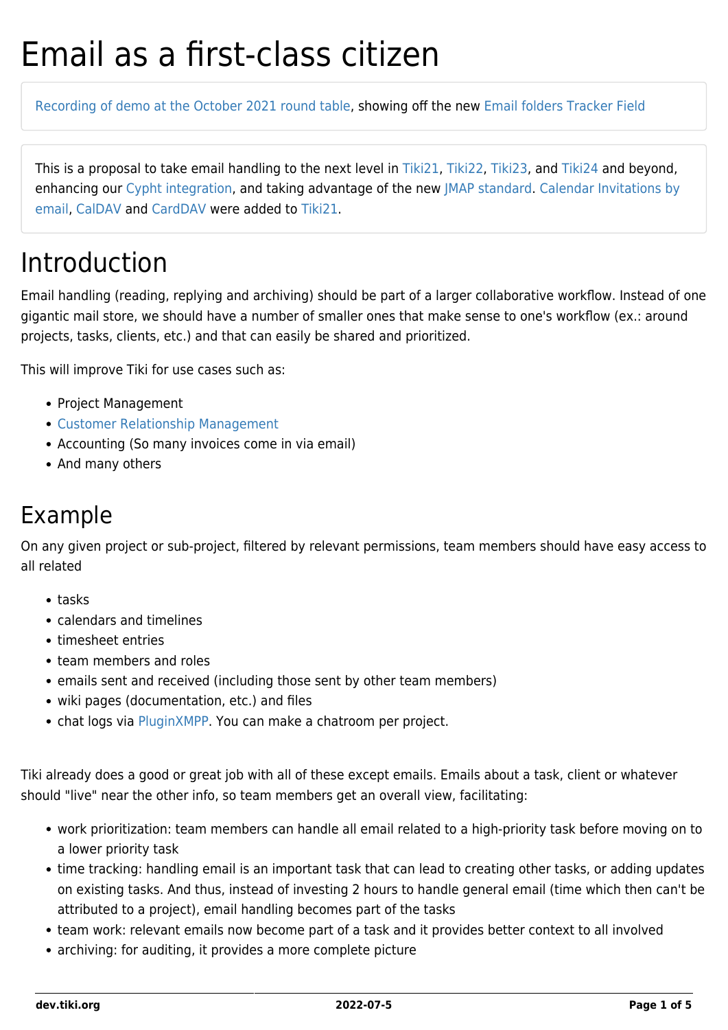# Email as a first-class citizen

Recording of demo at the October 2021 round table, showing off the new Email folders Tracker Field

This is a proposal to take email handling to the next level in Tiki21, Tiki22, Tiki23, and Tiki24 and beyond, enhancing our Cypht integration, and taking advantage of the new JMAP standard. Calendar Invitations by email, CalDAV and CardDAV were added to Tiki21.

# Introduction

Email handling (reading, replying and archiving) should be part of a larger collaborative workflow. Instead of one gigantic mail store, we should have a number of smaller ones that make sense to one's workflow (ex.: around projects, tasks, clients, etc.) and that can easily be shared and prioritized.

This will improve Tiki for use cases such as:

- Project Management
- Customer Relationship Management
- Accounting (So many invoices come in via email)
- And many others

## Example

On any given project or sub-project, filtered by relevant permissions, team members should have easy access to all related

- tasks
- calendars and timelines
- timesheet entries
- team members and roles
- emails sent and received (including those sent by other team members)
- wiki pages (documentation, etc.) and files
- chat logs via PluginXMPP. You can make a chatroom per project.

Tiki already does a good or great job with all of these except emails. Emails about a task, client or whatever should "live" near the other info, so team members get an overall view, facilitating:

- work prioritization: team members can handle all email related to a high-priority task before moving on to a lower priority task
- time tracking: handling email is an important task that can lead to creating other tasks, or adding updates on existing tasks. And thus, instead of investing 2 hours to handle general email (time which then can't be attributed to a project), email handling becomes part of the tasks
- team work: relevant emails now become part of a task and it provides better context to all involved
- archiving: for auditing, it provides a more complete picture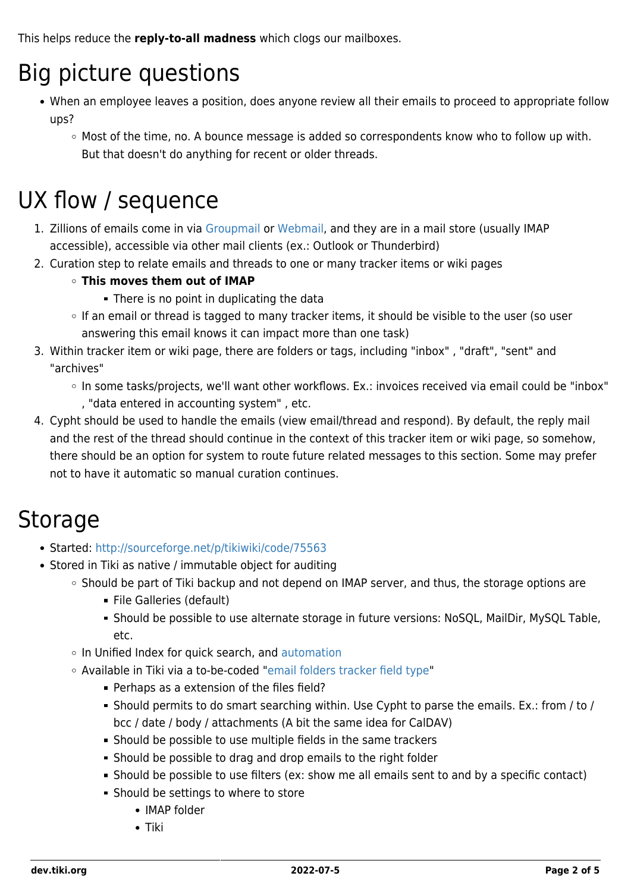This helps reduce the **reply-to-all madness** which clogs our mailboxes.

# Big picture questions

- When an employee leaves a position, does anyone review all their emails to proceed to appropriate follow ups?
  - Most of the time, no. A bounce message is added so correspondents know who to follow up with. But that doesn't do anything for recent or older threads.

# UX flow / sequence

1. Zillions of emails come in via Groupmail or Webmail, and they are in a mail store (usually IMAP accessible), accessible via other mail clients (ex.: Outlook or Thunderbird)
2. Curation step to relate emails and threads to one or many tracker items or wiki pages
   - **This moves them out of IMAP**
     - There is no point in duplicating the data
   - If an email or thread is tagged to many tracker items, it should be visible to the user (so user answering this email knows it can impact more than one task)
3. Within tracker item or wiki page, there are folders or tags, including "inbox" , "draft", "sent" and "archives"
   - In some tasks/projects, we'll want other workflows. Ex.: invoices received via email could be "inbox" , "data entered in accounting system" , etc.
4. Cypht should be used to handle the emails (view email/thread and respond). By default, the reply mail and the rest of the thread should continue in the context of this tracker item or wiki page, so somehow, there should be an option for system to route future related messages to this section. Some may prefer not to have it automatic so manual curation continues.

# Storage

- Started: http://sourceforge.net/p/tikiwiki/code/75563
- Stored in Tiki as native / immutable object for auditing
  - Should be part of Tiki backup and not depend on IMAP server, and thus, the storage options are
    - File Galleries (default)
    - Should be possible to use alternate storage in future versions: NoSQL, MailDir, MySQL Table, etc.
  - In Unified Index for quick search, and automation
  - Available in Tiki via a to-be-coded "email folders tracker field type"
    - Perhaps as a extension of the files field?
    - Should permits to do smart searching within. Use Cypht to parse the emails. Ex.: from / to / bcc / date / body / attachments (A bit the same idea for CalDAV)
    - Should be possible to use multiple fields in the same trackers
    - Should be possible to drag and drop emails to the right folder
    - Should be possible to use filters (ex: show me all emails sent to and by a specific contact)
    - Should be settings to where to store
      - IMAP folder
      - Tiki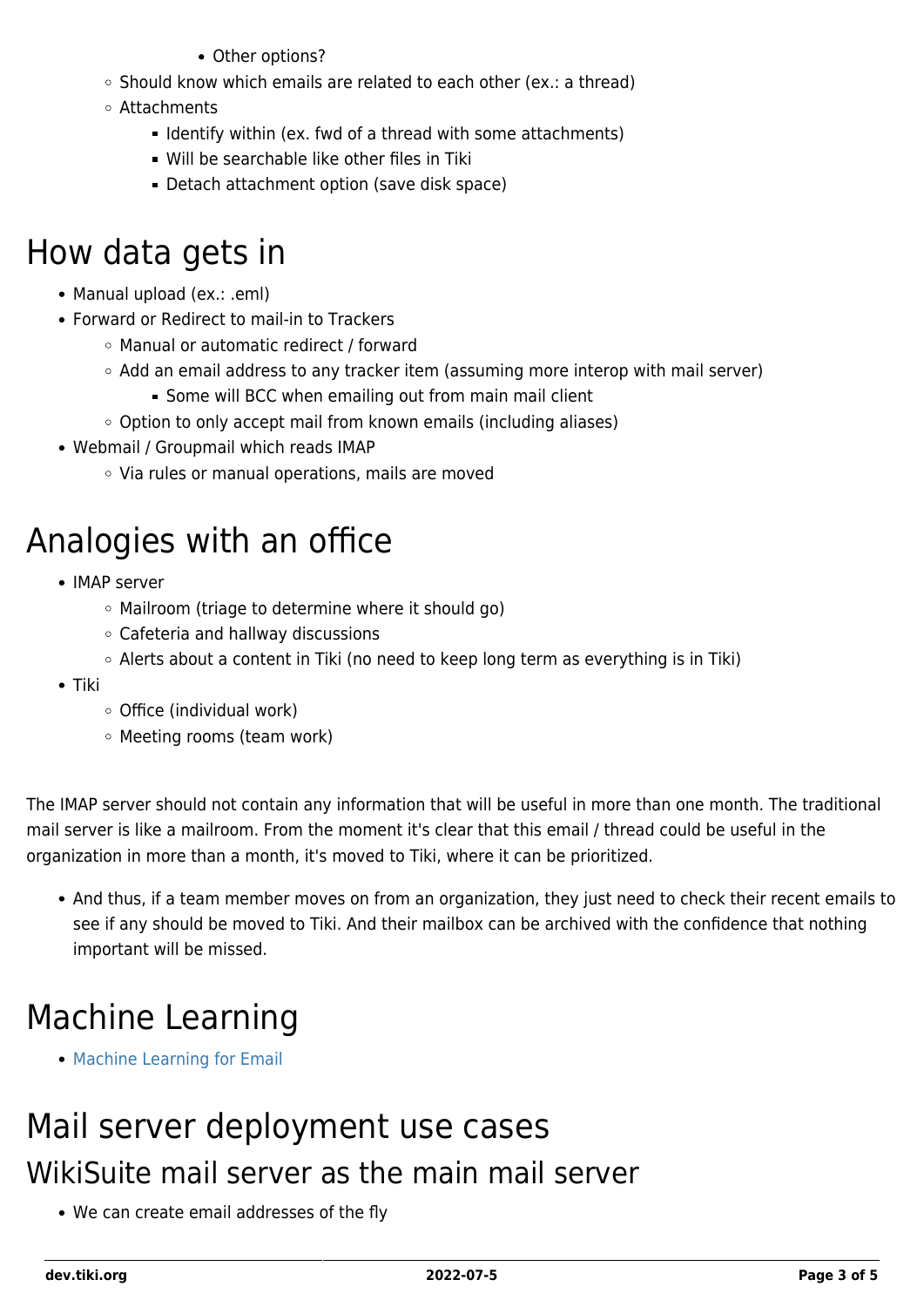- Other options?
    - Should know which emails are related to each other (ex.: a thread)
    - Attachments
        - Identify within (ex. fwd of a thread with some attachments)
        - Will be searchable like other files in Tiki
        - Detach attachment option (save disk space)

# How data gets in

- Manual upload (ex.: .eml)
- Forward or Redirect to mail-in to Trackers
    - Manual or automatic redirect / forward
    - Add an email address to any tracker item (assuming more interop with mail server)
        - Some will BCC when emailing out from main mail client
    - Option to only accept mail from known emails (including aliases)
- Webmail / Groupmail which reads IMAP
    - Via rules or manual operations, mails are moved

# Analogies with an office

- IMAP server
    - Mailroom (triage to determine where it should go)
    - Cafeteria and hallway discussions
    - Alerts about a content in Tiki (no need to keep long term as everything is in Tiki)
- Tiki
    - Office (individual work)
    - Meeting rooms (team work)

The IMAP server should not contain any information that will be useful in more than one month. The traditional mail server is like a mailroom. From the moment it's clear that this email / thread could be useful in the organization in more than a month, it's moved to Tiki, where it can be prioritized.

- And thus, if a team member moves on from an organization, they just need to check their recent emails to see if any should be moved to Tiki. And their mailbox can be archived with the confidence that nothing important will be missed.

# Machine Learning

- Machine Learning for Email

# Mail server deployment use cases

## WikiSuite mail server as the main mail server

- We can create email addresses of the fly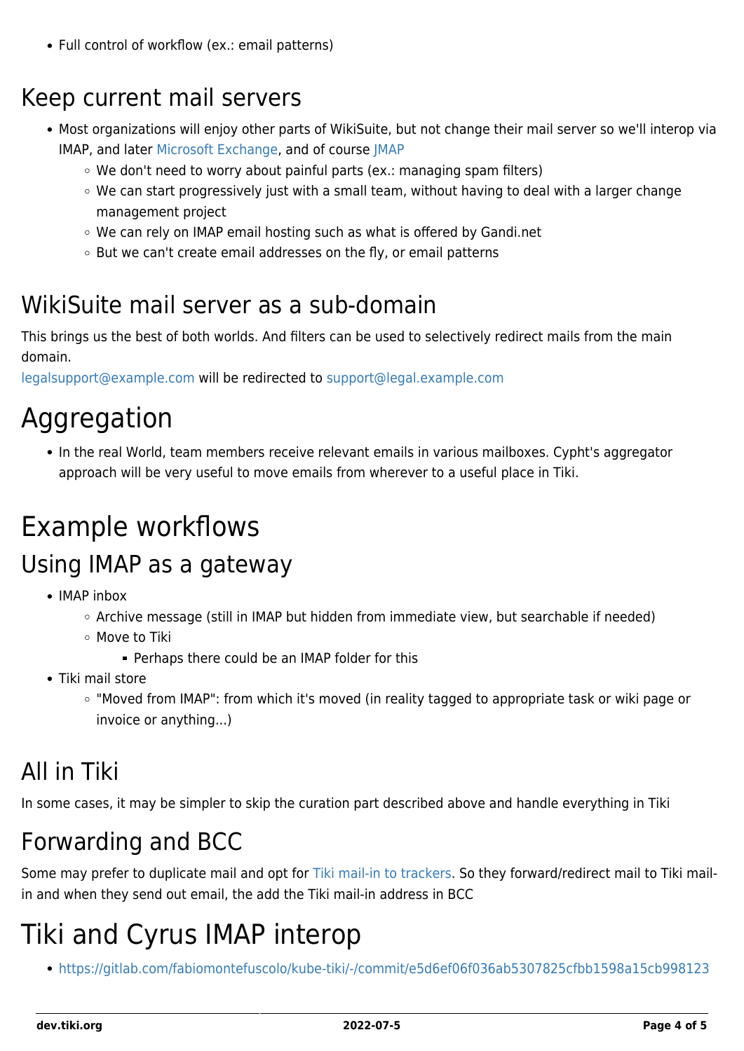- Full control of workflow (ex.: email patterns)

## Keep current mail servers

- Most organizations will enjoy other parts of WikiSuite, but not change their mail server so we'll interop via IMAP, and later Microsoft Exchange, and of course JMAP
  - We don't need to worry about painful parts (ex.: managing spam filters)
  - We can start progressively just with a small team, without having to deal with a larger change management project
  - We can rely on IMAP email hosting such as what is offered by Gandi.net
  - But we can't create email addresses on the fly, or email patterns

## WikiSuite mail server as a sub-domain

This brings us the best of both worlds. And filters can be used to selectively redirect mails from the main domain.
legalsupport@example.com will be redirected to support@legal.example.com

# Aggregation

- In the real World, team members receive relevant emails in various mailboxes. Cypht's aggregator approach will be very useful to move emails from wherever to a useful place in Tiki.

# Example workflows

## Using IMAP as a gateway

- IMAP inbox
  - Archive message (still in IMAP but hidden from immediate view, but searchable if needed)
  - Move to Tiki
    - Perhaps there could be an IMAP folder for this
- Tiki mail store
  - "Moved from IMAP": from which it's moved (in reality tagged to appropriate task or wiki page or invoice or anything...)

## All in Tiki

In some cases, it may be simpler to skip the curation part described above and handle everything in Tiki

## Forwarding and BCC

Some may prefer to duplicate mail and opt for Tiki mail-in to trackers. So they forward/redirect mail to Tiki mail-in and when they send out email, the add the Tiki mail-in address in BCC

# Tiki and Cyrus IMAP interop

- https://gitlab.com/fabiomontefuscolo/kube-tiki/-/commit/e5d6ef06f036ab5307825cfbb1598a15cb998123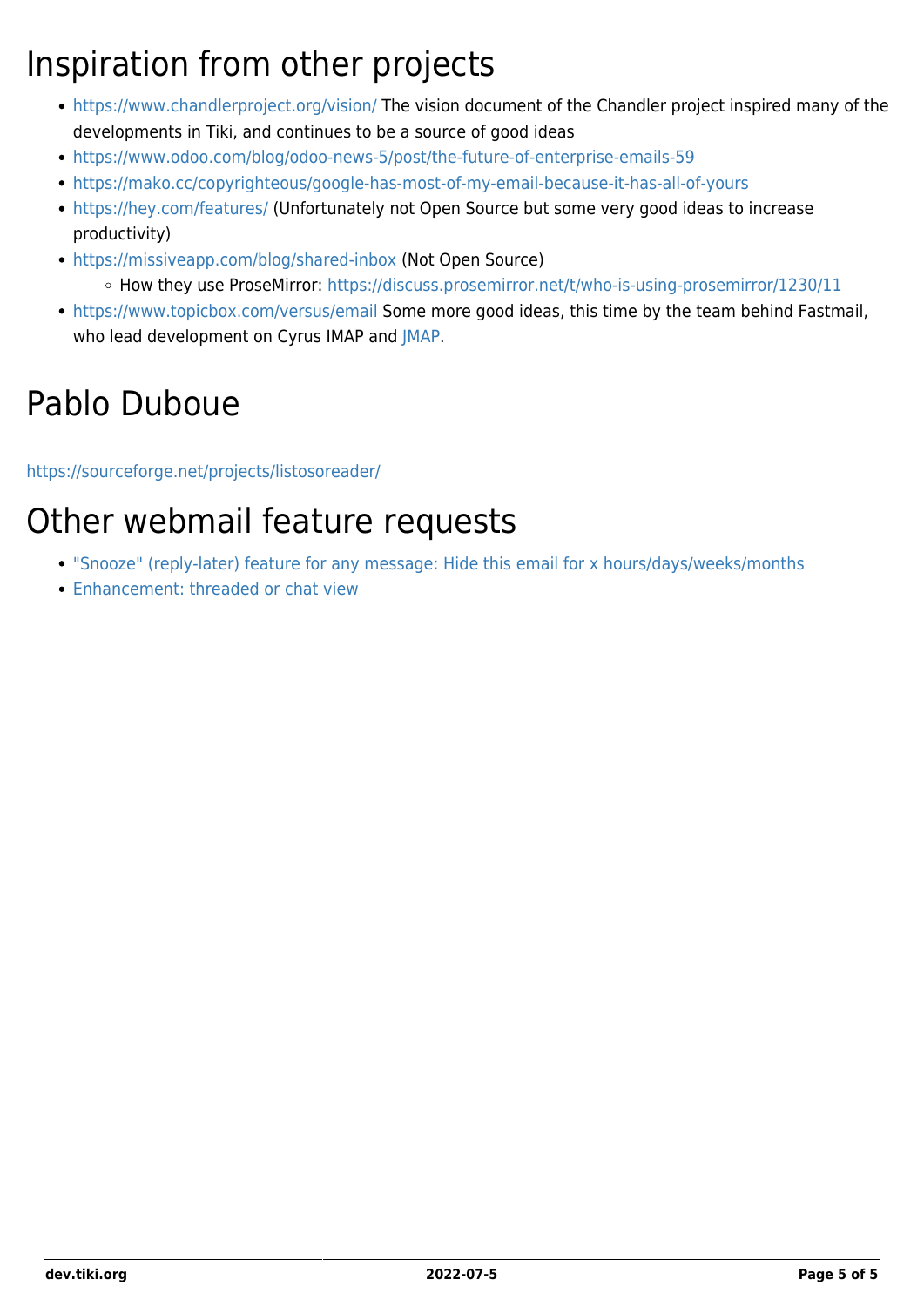# Inspiration from other projects

- https://www.chandlerproject.org/vision/ The vision document of the Chandler project inspired many of the developments in Tiki, and continues to be a source of good ideas
- https://www.odoo.com/blog/odoo-news-5/post/the-future-of-enterprise-emails-59
- https://mako.cc/copyrighteous/google-has-most-of-my-email-because-it-has-all-of-yours
- https://hey.com/features/ (Unfortunately not Open Source but some very good ideas to increase productivity)
- https://missiveapp.com/blog/shared-inbox (Not Open Source)
  - How they use ProseMirror: https://discuss.prosemirror.net/t/who-is-using-prosemirror/1230/11
- https://www.topicbox.com/versus/email Some more good ideas, this time by the team behind Fastmail, who lead development on Cyrus IMAP and JMAP.

# Pablo Duboue

https://sourceforge.net/projects/listosoreader/

# Other webmail feature requests

- "Snooze" (reply-later) feature for any message: Hide this email for x hours/days/weeks/months
- Enhancement: threaded or chat view